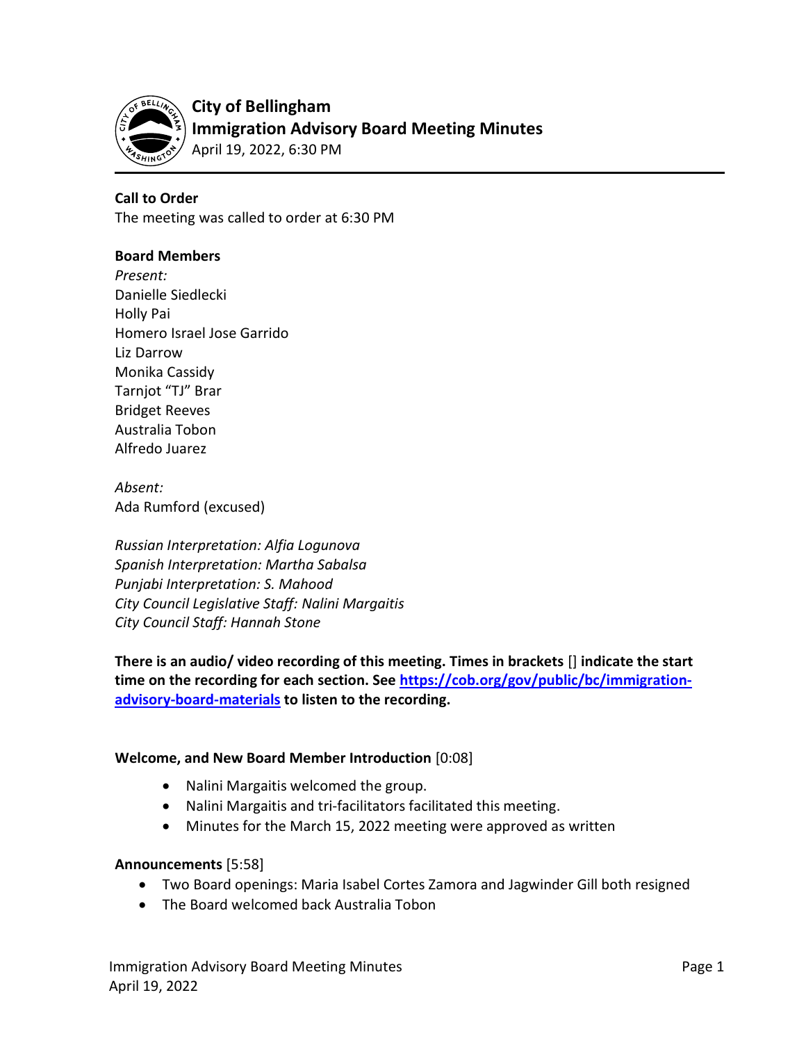# City of Bellingham
## Immigration Advisory Board Meeting Minutes
April 19, 2022, 6:30 PM

**Call to Order**
The meeting was called to order at 6:30 PM

**Board Members**
*Present:*
Danielle Siedlecki
Holly Pai
Homero Israel Jose Garrido
Liz Darrow
Monika Cassidy
Tarnjot "TJ" Brar
Bridget Reeves
Australia Tobon
Alfredo Juarez

*Absent:*
Ada Rumford (excused)

*Russian Interpretation: Alfia Logunova*
*Spanish Interpretation: Martha Sabalsa*
*Punjabi Interpretation: S. Mahood*
*City Council Legislative Staff: Nalini Margaitis*
*City Council Staff: Hannah Stone*

**There is an audio/ video recording of this meeting. Times in brackets** [] **indicate the start time on the recording for each section. See [https://cob.org/gov/public/bc/immigration-advisory-board-materials](https://cob.org/gov/public/bc/immigration-advisory-board-materials) to listen to the recording.**

**Welcome, and New Board Member Introduction** [0:08]

- Nalini Margaitis welcomed the group.
- Nalini Margaitis and tri-facilitators facilitated this meeting.
- Minutes for the March 15, 2022 meeting were approved as written

**Announcements** [5:58]

- Two Board openings: Maria Isabel Cortes Zamora and Jagwinder Gill both resigned
- The Board welcomed back Australia Tobon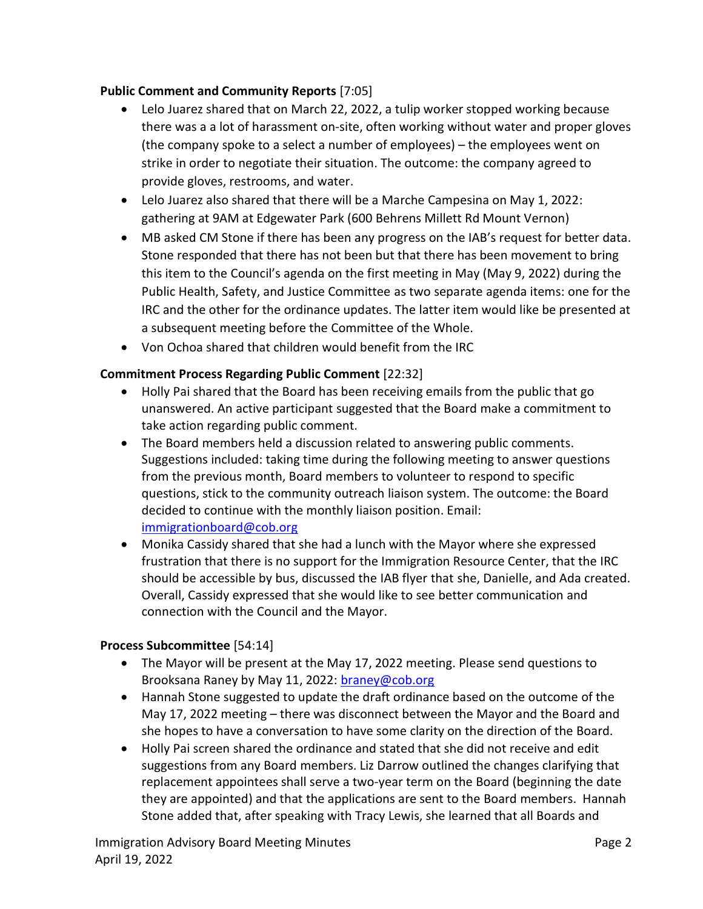**Public Comment and Community Reports** [7:05]

- Lelo Juarez shared that on March 22, 2022, a tulip worker stopped working because there was a a lot of harassment on-site, often working without water and proper gloves (the company spoke to a select a number of employees) – the employees went on strike in order to negotiate their situation. The outcome: the company agreed to provide gloves, restrooms, and water.
- Lelo Juarez also shared that there will be a Marche Campesina on May 1, 2022: gathering at 9AM at Edgewater Park (600 Behrens Millett Rd Mount Vernon)
- MB asked CM Stone if there has been any progress on the IAB's request for better data. Stone responded that there has not been but that there has been movement to bring this item to the Council's agenda on the first meeting in May (May 9, 2022) during the Public Health, Safety, and Justice Committee as two separate agenda items: one for the IRC and the other for the ordinance updates. The latter item would like be presented at a subsequent meeting before the Committee of the Whole.
- Von Ochoa shared that children would benefit from the IRC

**Commitment Process Regarding Public Comment** [22:32]

- Holly Pai shared that the Board has been receiving emails from the public that go unanswered. An active participant suggested that the Board make a commitment to take action regarding public comment.
- The Board members held a discussion related to answering public comments. Suggestions included: taking time during the following meeting to answer questions from the previous month, Board members to volunteer to respond to specific questions, stick to the community outreach liaison system. The outcome: the Board decided to continue with the monthly liaison position. Email: immigrationboard@cob.org
- Monika Cassidy shared that she had a lunch with the Mayor where she expressed frustration that there is no support for the Immigration Resource Center, that the IRC should be accessible by bus, discussed the IAB flyer that she, Danielle, and Ada created. Overall, Cassidy expressed that she would like to see better communication and connection with the Council and the Mayor.

**Process Subcommittee** [54:14]

- The Mayor will be present at the May 17, 2022 meeting. Please send questions to Brooksana Raney by May 11, 2022: braney@cob.org
- Hannah Stone suggested to update the draft ordinance based on the outcome of the May 17, 2022 meeting – there was disconnect between the Mayor and the Board and she hopes to have a conversation to have some clarity on the direction of the Board.
- Holly Pai screen shared the ordinance and stated that she did not receive and edit suggestions from any Board members. Liz Darrow outlined the changes clarifying that replacement appointees shall serve a two-year term on the Board (beginning the date they are appointed) and that the applications are sent to the Board members. Hannah Stone added that, after speaking with Tracy Lewis, she learned that all Boards and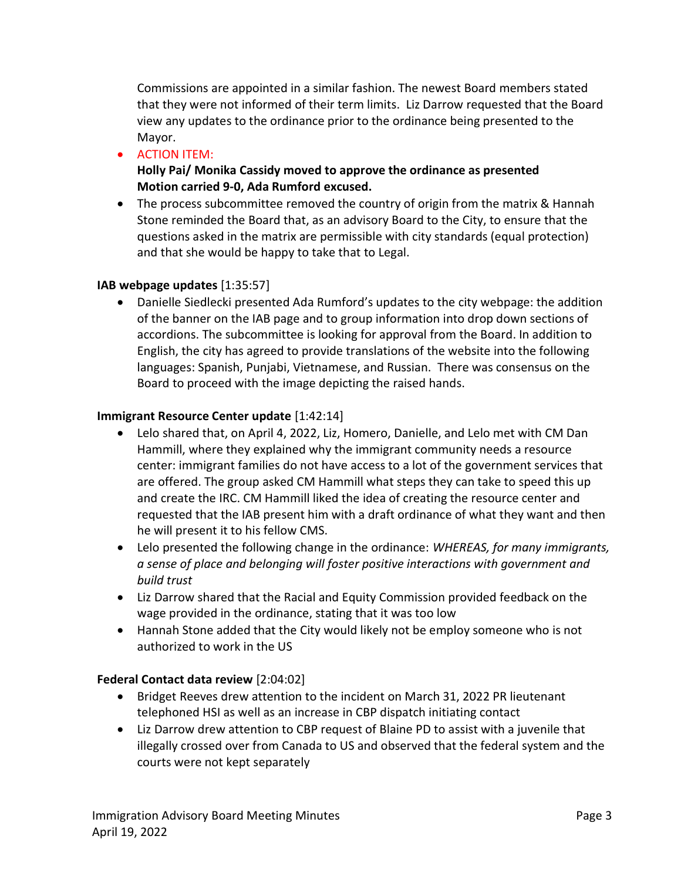Commissions are appointed in a similar fashion. The newest Board members stated that they were not informed of their term limits.  Liz Darrow requested that the Board view any updates to the ordinance prior to the ordinance being presented to the Mayor.

- ACTION ITEM:
  **Holly Pai/ Monika Cassidy moved to approve the ordinance as presented**
  **Motion carried 9-0, Ada Rumford excused.**
- The process subcommittee removed the country of origin from the matrix & Hannah Stone reminded the Board that, as an advisory Board to the City, to ensure that the questions asked in the matrix are permissible with city standards (equal protection) and that she would be happy to take that to Legal.

**IAB webpage updates** [1:35:57]

- Danielle Siedlecki presented Ada Rumford's updates to the city webpage: the addition of the banner on the IAB page and to group information into drop down sections of accordions. The subcommittee is looking for approval from the Board. In addition to English, the city has agreed to provide translations of the website into the following languages: Spanish, Punjabi, Vietnamese, and Russian.  There was consensus on the Board to proceed with the image depicting the raised hands.

**Immigrant Resource Center update** [1:42:14]

- Lelo shared that, on April 4, 2022, Liz, Homero, Danielle, and Lelo met with CM Dan Hammill, where they explained why the immigrant community needs a resource center: immigrant families do not have access to a lot of the government services that are offered. The group asked CM Hammill what steps they can take to speed this up and create the IRC. CM Hammill liked the idea of creating the resource center and requested that the IAB present him with a draft ordinance of what they want and then he will present it to his fellow CMS.
- Lelo presented the following change in the ordinance: *WHEREAS, for many immigrants, a sense of place and belonging will foster positive interactions with government and build trust*
- Liz Darrow shared that the Racial and Equity Commission provided feedback on the wage provided in the ordinance, stating that it was too low
- Hannah Stone added that the City would likely not be employ someone who is not authorized to work in the US

**Federal Contact data review** [2:04:02]

- Bridget Reeves drew attention to the incident on March 31, 2022 PR lieutenant telephoned HSI as well as an increase in CBP dispatch initiating contact
- Liz Darrow drew attention to CBP request of Blaine PD to assist with a juvenile that illegally crossed over from Canada to US and observed that the federal system and the courts were not kept separately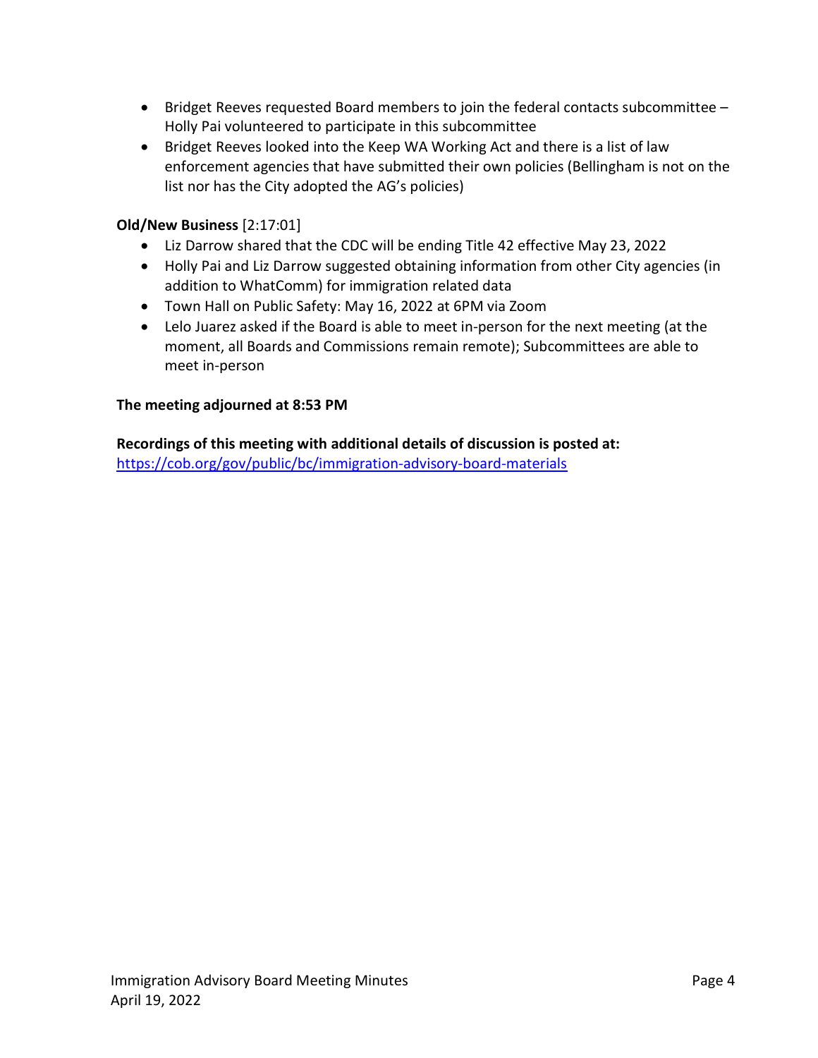- Bridget Reeves requested Board members to join the federal contacts subcommittee – Holly Pai volunteered to participate in this subcommittee
- Bridget Reeves looked into the Keep WA Working Act and there is a list of law enforcement agencies that have submitted their own policies (Bellingham is not on the list nor has the City adopted the AG's policies)

**Old/New Business** [2:17:01]

- Liz Darrow shared that the CDC will be ending Title 42 effective May 23, 2022
- Holly Pai and Liz Darrow suggested obtaining information from other City agencies (in addition to WhatComm) for immigration related data
- Town Hall on Public Safety: May 16, 2022 at 6PM via Zoom
- Lelo Juarez asked if the Board is able to meet in-person for the next meeting (at the moment, all Boards and Commissions remain remote); Subcommittees are able to meet in-person

**The meeting adjourned at 8:53 PM**

**Recordings of this meeting with additional details of discussion is posted at:**
https://cob.org/gov/public/bc/immigration-advisory-board-materials